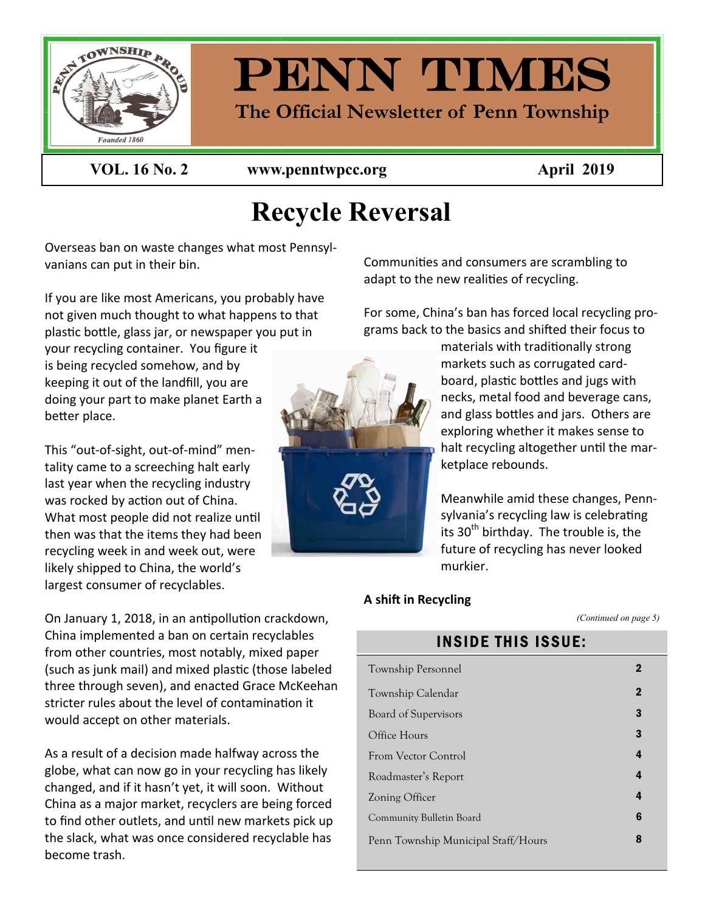# PENN TIMES

**The Official Newsletter of Penn Township**

**VOL. 16 No. 2** **www.penntwpcc.org** **April 2019**

# Recycle Reversal

Overseas ban on waste changes what most Pennsylvanians can put in their bin.

If you are like most Americans, you probably have not given much thought to what happens to that plastic bottle, glass jar, or newspaper you put in your recycling container. You figure it is being recycled somehow, and by keeping it out of the landfill, you are doing your part to make planet Earth a better place.

This "out-of-sight, out-of-mind" mentality came to a screeching halt early last year when the recycling industry was rocked by action out of China. What most people did not realize until then was that the items they had been recycling week in and week out, were likely shipped to China, the world's largest consumer of recyclables.

On January 1, 2018, in an antipollution crackdown, China implemented a ban on certain recyclables from other countries, most notably, mixed paper (such as junk mail) and mixed plastic (those labeled three through seven), and enacted Grace McKeehan stricter rules about the level of contamination it would accept on other materials.

As a result of a decision made halfway across the globe, what can now go in your recycling has likely changed, and if it hasn't yet, it will soon. Without China as a major market, recyclers are being forced to find other outlets, and until new markets pick up the slack, what was once considered recyclable has become trash.

Communities and consumers are scrambling to adapt to the new realities of recycling.

For some, China's ban has forced local recycling programs back to the basics and shifted their focus to materials with traditionally strong markets such as corrugated cardboard, plastic bottles and jugs with necks, metal food and beverage cans, and glass bottles and jars. Others are exploring whether it makes sense to halt recycling altogether until the marketplace rebounds.

Meanwhile amid these changes, Pennsylvania's recycling law is celebrating its 30th birthday. The trouble is, the future of recycling has never looked murkier.

**A shift in Recycling**

*(Continued on page 5)*

## INSIDE THIS ISSUE:

| | |
|---|---|
| Township Personnel | 2 |
| Township Calendar | 2 |
| Board of Supervisors | 3 |
| Office Hours | 3 |
| From Vector Control | 4 |
| Roadmaster's Report | 4 |
| Zoning Officer | 4 |
| Community Bulletin Board | 6 |
| Penn Township Municipal Staff/Hours | 8 |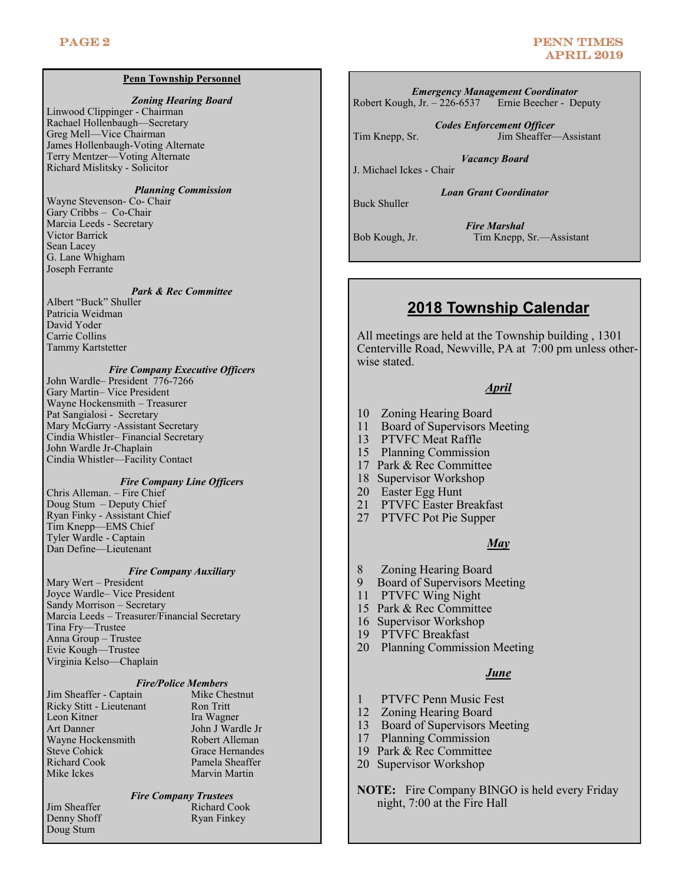## Penn Township Personnel

***Zoning Hearing Board***

Linwood Clippinger - Chairman
Rachael Hollenbaugh—Secretary
Greg Mell—Vice Chairman
James Hollenbaugh-Voting Alternate
Terry Mentzer—Voting Alternate
Richard Mislitsky - Solicitor

***Planning Commission***

Wayne Stevenson- Co- Chair
Gary Cribbs – Co-Chair
Marcia Leeds - Secretary
Victor Barrick
Sean Lacey
G. Lane Whigham
Joseph Ferrante

***Park & Rec Committee***

Albert "Buck" Shuller
Patricia Weidman
David Yoder
Carrie Collins
Tammy Kartstetter

***Fire Company Executive Officers***

John Wardle– President 776-7266
Gary Martin– Vice President
Wayne Hockensmith – Treasurer
Pat Sangialosi - Secretary
Mary McGarry -Assistant Secretary
Cindia Whistler– Financial Secretary
John Wardle Jr-Chaplain
Cindia Whistler—Facility Contact

***Fire Company Line Officers***

Chris Alleman. – Fire Chief
Doug Stum – Deputy Chief
Ryan Finky - Assistant Chief
Tim Knepp—EMS Chief
Tyler Wardle - Captain
Dan Define—Lieutenant

***Fire Company Auxiliary***

Mary Wert – President
Joyce Wardle– Vice President
Sandy Morrison – Secretary
Marcia Leeds – Treasurer/Financial Secretary
Tina Fry—Trustee
Anna Group – Trustee
Evie Kough—Trustee
Virginia Kelso—Chaplain

***Fire/Police Members***

| | |
|---|---|
| Jim Sheaffer - Captain | Mike Chestnut |
| Ricky Stitt - Lieutenant | Ron Tritt |
| Leon Kitner | Ira Wagner |
| Art Danner | John J Wardle Jr |
| Wayne Hockensmith | Robert Alleman |
| Steve Cohick | Grace Hernandes |
| Richard Cook | Pamela Sheaffer |
| Mike Ickes | Marvin Martin |

***Fire Company Trustees***

| | |
|---|---|
| Jim Sheaffer | Richard Cook |
| Denny Shoff | Ryan Finkey |
| Doug Stum | |

***Emergency Management Coordinator***

Robert Kough, Jr. – 226-6537 Ernie Beecher - Deputy

***Codes Enforcement Officer***

Tim Knepp, Sr. Jim Sheaffer—Assistant

***Vacancy Board***

J. Michael Ickes - Chair

***Loan Grant Coordinator***

Buck Shuller

***Fire Marshal***

Bob Kough, Jr. Tim Knepp, Sr.—Assistant

## 2018 Township Calendar

All meetings are held at the Township building , 1301 Centerville Road, Newville, PA at 7:00 pm unless otherwise stated.

***April***

10 Zoning Hearing Board
11 Board of Supervisors Meeting
13 PTVFC Meat Raffle
15 Planning Commission
17 Park & Rec Committee
18 Supervisor Workshop
20 Easter Egg Hunt
21 PTVFC Easter Breakfast
27 PTVFC Pot Pie Supper

***May***

8 Zoning Hearing Board
9 Board of Supervisors Meeting
11 PTVFC Wing Night
15 Park & Rec Committee
16 Supervisor Workshop
19 PTVFC Breakfast
20 Planning Commission Meeting

***June***

1 PTVFC Penn Music Fest
12 Zoning Hearing Board
13 Board of Supervisors Meeting
17 Planning Commission
19 Park & Rec Committee
20 Supervisor Workshop

**NOTE:** Fire Company BINGO is held every Friday night, 7:00 at the Fire Hall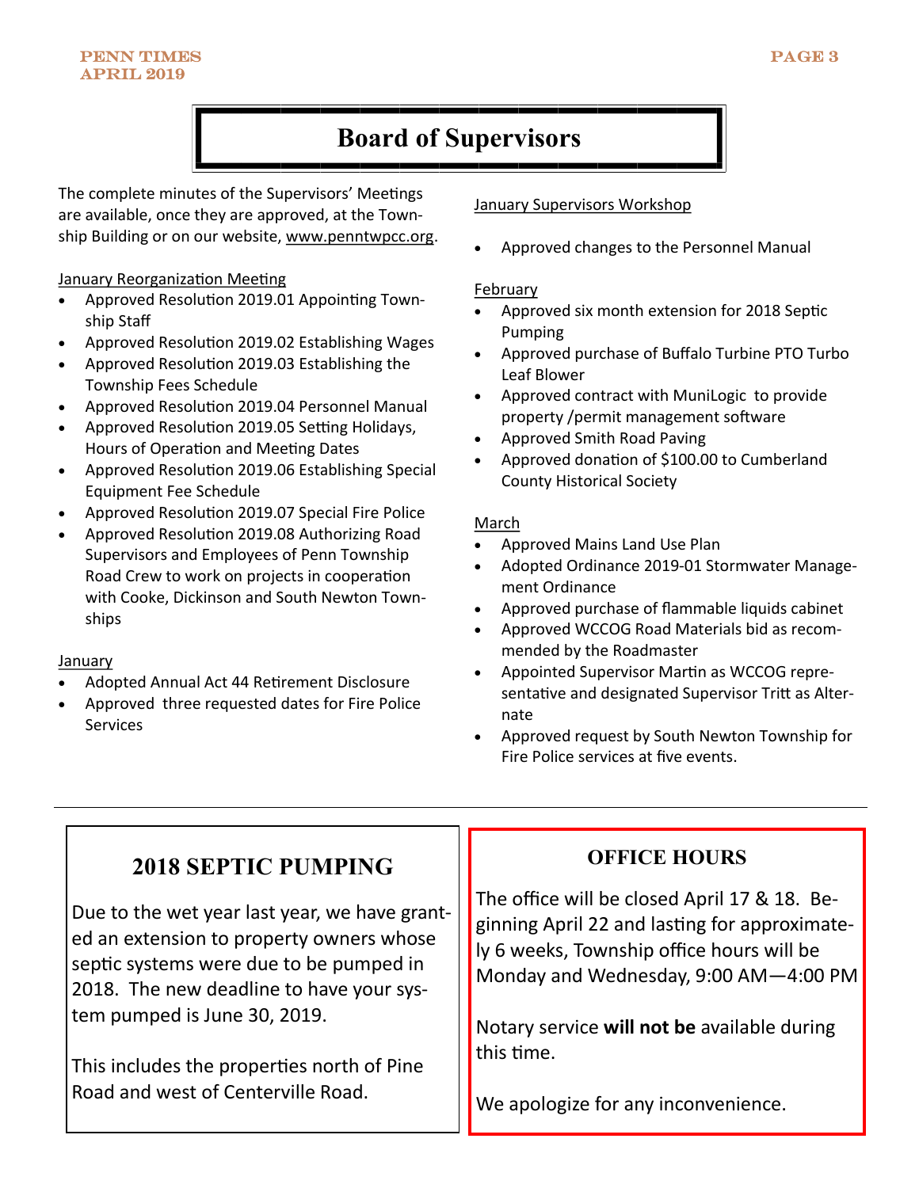# Board of Supervisors

The complete minutes of the Supervisors' Meetings are available, once they are approved, at the Township Building or on our website, www.penntwpcc.org.

January Reorganization Meeting

- Approved Resolution 2019.01 Appointing Township Staff
- Approved Resolution 2019.02 Establishing Wages
- Approved Resolution 2019.03 Establishing the Township Fees Schedule
- Approved Resolution 2019.04 Personnel Manual
- Approved Resolution 2019.05 Setting Holidays, Hours of Operation and Meeting Dates
- Approved Resolution 2019.06 Establishing Special Equipment Fee Schedule
- Approved Resolution 2019.07 Special Fire Police
- Approved Resolution 2019.08 Authorizing Road Supervisors and Employees of Penn Township Road Crew to work on projects in cooperation with Cooke, Dickinson and South Newton Townships

January

- Adopted Annual Act 44 Retirement Disclosure
- Approved three requested dates for Fire Police Services

January Supervisors Workshop

- Approved changes to the Personnel Manual

February

- Approved six month extension for 2018 Septic Pumping
- Approved purchase of Buffalo Turbine PTO Turbo Leaf Blower
- Approved contract with MuniLogic to provide property /permit management software
- Approved Smith Road Paving
- Approved donation of $100.00 to Cumberland County Historical Society

March

- Approved Mains Land Use Plan
- Adopted Ordinance 2019-01 Stormwater Management Ordinance
- Approved purchase of flammable liquids cabinet
- Approved WCCOG Road Materials bid as recommended by the Roadmaster
- Appointed Supervisor Martin as WCCOG representative and designated Supervisor Tritt as Alternate
- Approved request by South Newton Township for Fire Police services at five events.

## 2018 SEPTIC PUMPING

Due to the wet year last year, we have granted an extension to property owners whose septic systems were due to be pumped in 2018. The new deadline to have your system pumped is June 30, 2019.

This includes the properties north of Pine Road and west of Centerville Road.

## OFFICE HOURS

The office will be closed April 17 & 18. Beginning April 22 and lasting for approximately 6 weeks, Township office hours will be Monday and Wednesday, 9:00 AM—4:00 PM

Notary service **will not be** available during this time.

We apologize for any inconvenience.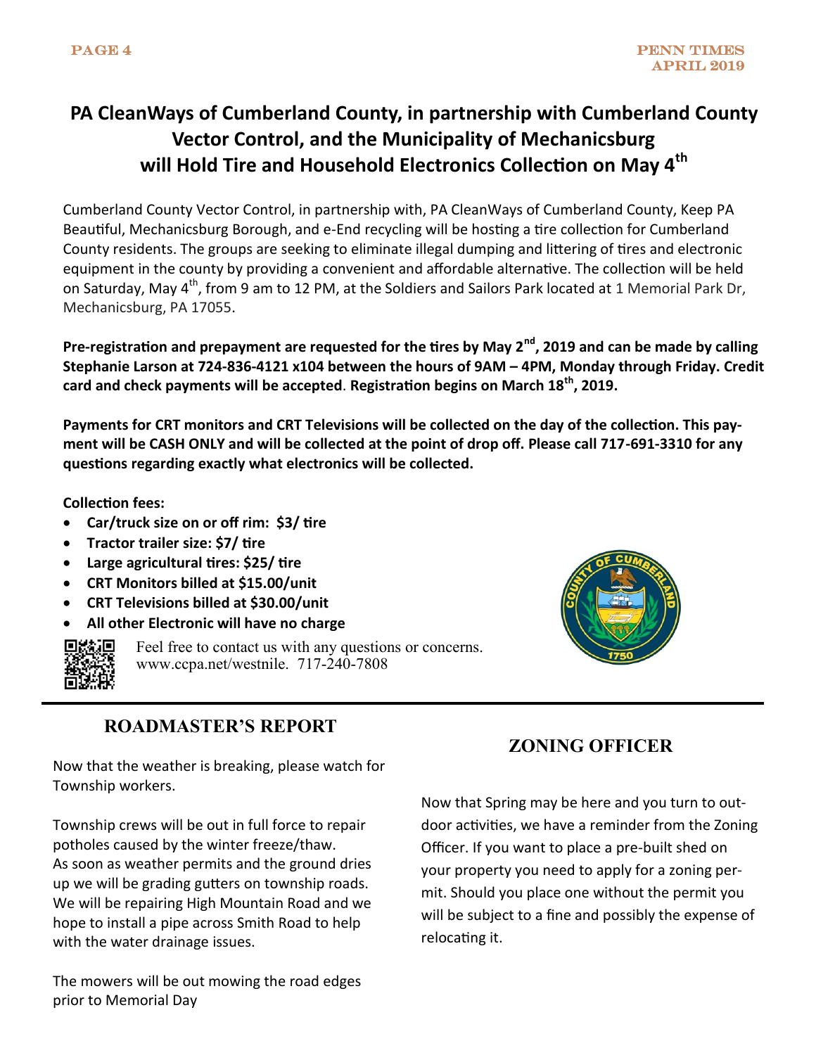## PA CleanWays of Cumberland County, in partnership with Cumberland County Vector Control, and the Municipality of Mechanicsburg will Hold Tire and Household Electronics Collection on May 4th

Cumberland County Vector Control, in partnership with, PA CleanWays of Cumberland County, Keep PA Beautiful, Mechanicsburg Borough, and e-End recycling will be hosting a tire collection for Cumberland County residents. The groups are seeking to eliminate illegal dumping and littering of tires and electronic equipment in the county by providing a convenient and affordable alternative. The collection will be held on Saturday, May 4th, from 9 am to 12 PM, at the Soldiers and Sailors Park located at 1 Memorial Park Dr, Mechanicsburg, PA 17055.

**Pre-registration and prepayment are requested for the tires by May 2nd, 2019 and can be made by calling Stephanie Larson at 724-836-4121 x104 between the hours of 9AM – 4PM, Monday through Friday. Credit card and check payments will be accepted**. **Registration begins on March 18th, 2019.**

**Payments for CRT monitors and CRT Televisions will be collected on the day of the collection. This payment will be CASH ONLY and will be collected at the point of drop off. Please call 717-691-3310 for any questions regarding exactly what electronics will be collected.**

**Collection fees:**

- **Car/truck size on or off rim: $3/ tire**
- **Tractor trailer size: $7/ tire**
- **Large agricultural tires: $25/ tire**
- **CRT Monitors billed at $15.00/unit**
- **CRT Televisions billed at $30.00/unit**
- **All other Electronic will have no charge**

Feel free to contact us with any questions or concerns.
www.ccpa.net/westnile. 717-240-7808

## ROADMASTER'S REPORT

Now that the weather is breaking, please watch for Township workers.

Township crews will be out in full force to repair potholes caused by the winter freeze/thaw. As soon as weather permits and the ground dries up we will be grading gutters on township roads. We will be repairing High Mountain Road and we hope to install a pipe across Smith Road to help with the water drainage issues.

The mowers will be out mowing the road edges prior to Memorial Day

## ZONING OFFICER

Now that Spring may be here and you turn to outdoor activities, we have a reminder from the Zoning Officer. If you want to place a pre-built shed on your property you need to apply for a zoning permit. Should you place one without the permit you will be subject to a fine and possibly the expense of relocating it.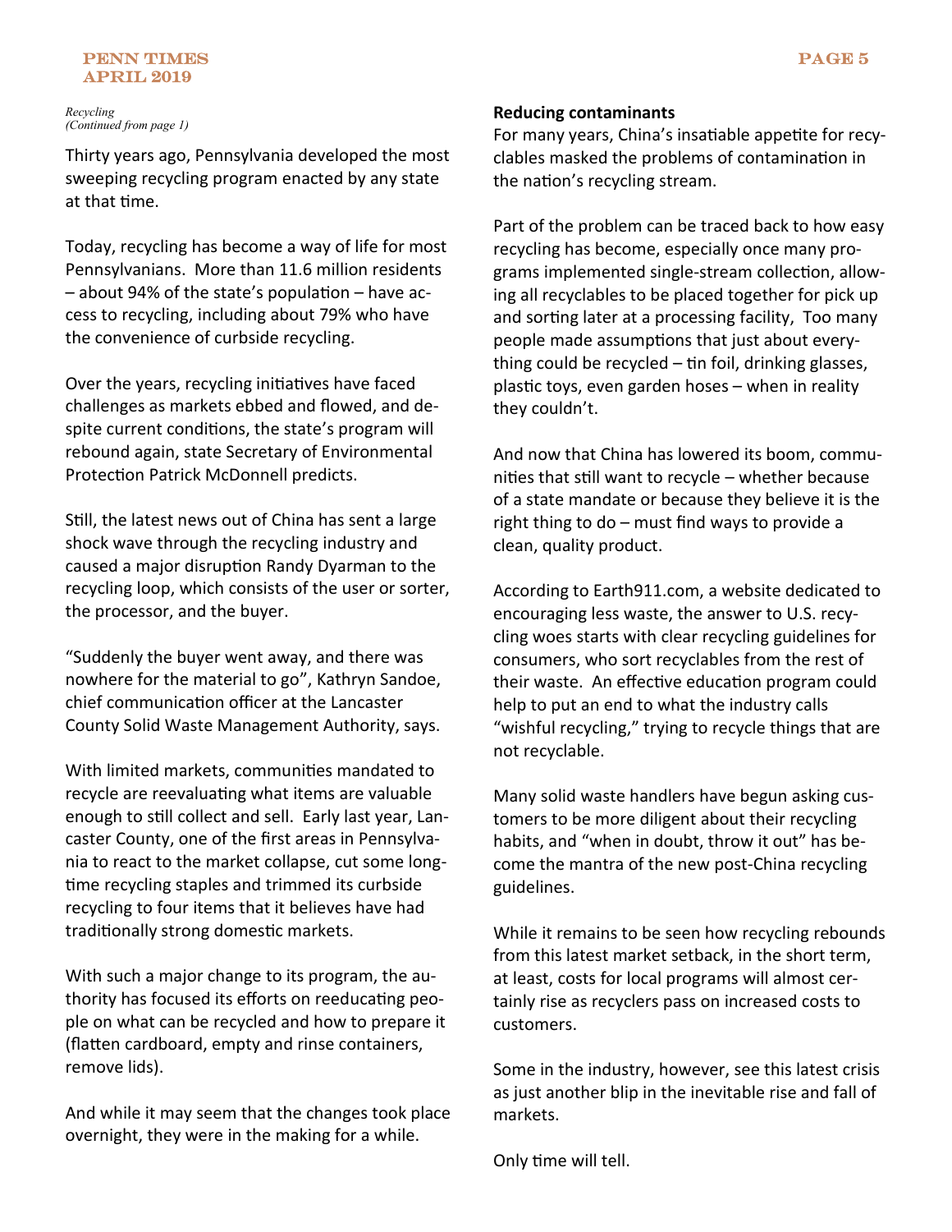*Recycling*
*(Continued from page 1)*

Thirty years ago, Pennsylvania developed the most sweeping recycling program enacted by any state at that time.

Today, recycling has become a way of life for most Pennsylvanians. More than 11.6 million residents – about 94% of the state's population – have access to recycling, including about 79% who have the convenience of curbside recycling.

Over the years, recycling initiatives have faced challenges as markets ebbed and flowed, and despite current conditions, the state's program will rebound again, state Secretary of Environmental Protection Patrick McDonnell predicts.

Still, the latest news out of China has sent a large shock wave through the recycling industry and caused a major disruption Randy Dyarman to the recycling loop, which consists of the user or sorter, the processor, and the buyer.

"Suddenly the buyer went away, and there was nowhere for the material to go", Kathryn Sandoe, chief communication officer at the Lancaster County Solid Waste Management Authority, says.

With limited markets, communities mandated to recycle are reevaluating what items are valuable enough to still collect and sell. Early last year, Lancaster County, one of the first areas in Pennsylvania to react to the market collapse, cut some longtime recycling staples and trimmed its curbside recycling to four items that it believes have had traditionally strong domestic markets.

With such a major change to its program, the authority has focused its efforts on reeducating people on what can be recycled and how to prepare it (flatten cardboard, empty and rinse containers, remove lids).

And while it may seem that the changes took place overnight, they were in the making for a while.

**Reducing contaminants**

For many years, China's insatiable appetite for recyclables masked the problems of contamination in the nation's recycling stream.

Part of the problem can be traced back to how easy recycling has become, especially once many programs implemented single-stream collection, allowing all recyclables to be placed together for pick up and sorting later at a processing facility, Too many people made assumptions that just about everything could be recycled – tin foil, drinking glasses, plastic toys, even garden hoses – when in reality they couldn't.

And now that China has lowered its boom, communities that still want to recycle – whether because of a state mandate or because they believe it is the right thing to do – must find ways to provide a clean, quality product.

According to Earth911.com, a website dedicated to encouraging less waste, the answer to U.S. recycling woes starts with clear recycling guidelines for consumers, who sort recyclables from the rest of their waste. An effective education program could help to put an end to what the industry calls "wishful recycling," trying to recycle things that are not recyclable.

Many solid waste handlers have begun asking customers to be more diligent about their recycling habits, and "when in doubt, throw it out" has become the mantra of the new post-China recycling guidelines.

While it remains to be seen how recycling rebounds from this latest market setback, in the short term, at least, costs for local programs will almost certainly rise as recyclers pass on increased costs to customers.

Some in the industry, however, see this latest crisis as just another blip in the inevitable rise and fall of markets.

Only time will tell.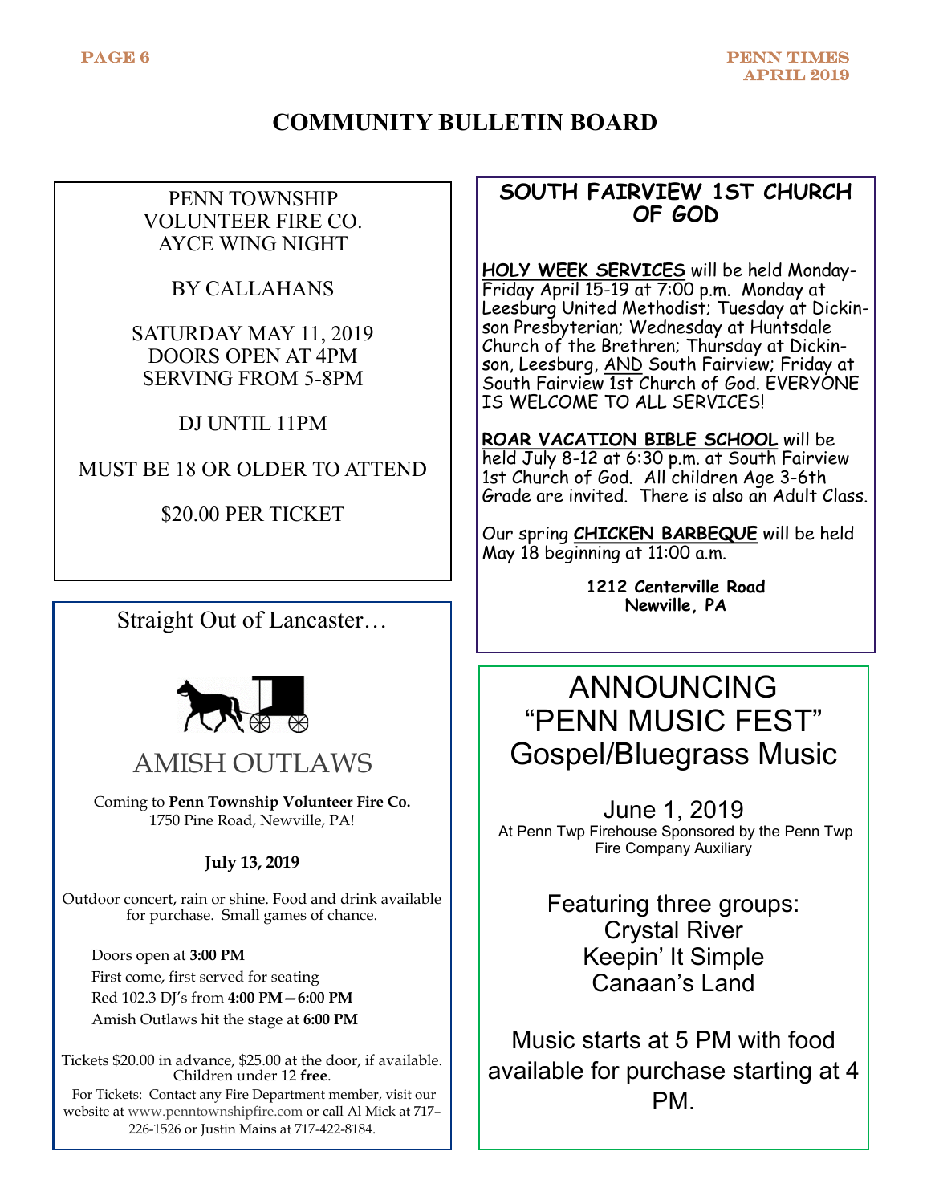# COMMUNITY BULLETIN BOARD

PENN TOWNSHIP
VOLUNTEER FIRE CO.
AYCE WING NIGHT

BY CALLAHANS

SATURDAY MAY 11, 2019
DOORS OPEN AT 4PM
SERVING FROM 5-8PM

DJ UNTIL 11PM

MUST BE 18 OR OLDER TO ATTEND

$20.00 PER TICKET

---

Straight Out of Lancaster…

## AMISH OUTLAWS

Coming to **Penn Township Volunteer Fire Co.**
1750 Pine Road, Newville, PA!

**July 13, 2019**

Outdoor concert, rain or shine. Food and drink available for purchase. Small games of chance.

Doors open at **3:00 PM**
First come, first served for seating
Red 102.3 DJ's from **4:00 PM—6:00 PM**
Amish Outlaws hit the stage at **6:00 PM**

Tickets $20.00 in advance, $25.00 at the door, if available. Children under 12 **free**.
For Tickets: Contact any Fire Department member, visit our website at www.penntownshipfire.com or call Al Mick at 717-226-1526 or Justin Mains at 717-422-8184.

---

## SOUTH FAIRVIEW 1ST CHURCH OF GOD

**HOLY WEEK SERVICES** will be held Monday-Friday April 15-19 at 7:00 p.m. Monday at Leesburg United Methodist; Tuesday at Dickinson Presbyterian; Wednesday at Huntsdale Church of the Brethren; Thursday at Dickinson, Leesburg, AND South Fairview; Friday at South Fairview 1st Church of God. EVERYONE IS WELCOME TO ALL SERVICES!

**ROAR VACATION BIBLE SCHOOL** will be held July 8-12 at 6:30 p.m. at South Fairview 1st Church of God. All children Age 3-6th Grade are invited. There is also an Adult Class.

Our spring **CHICKEN BARBEQUE** will be held May 18 beginning at 11:00 a.m.

**1212 Centerville Road**
**Newville, PA**

---

## ANNOUNCING "PENN MUSIC FEST" Gospel/Bluegrass Music

June 1, 2019
At Penn Twp Firehouse Sponsored by the Penn Twp Fire Company Auxiliary

Featuring three groups:
Crystal River
Keepin' It Simple
Canaan's Land

Music starts at 5 PM with food available for purchase starting at 4 PM.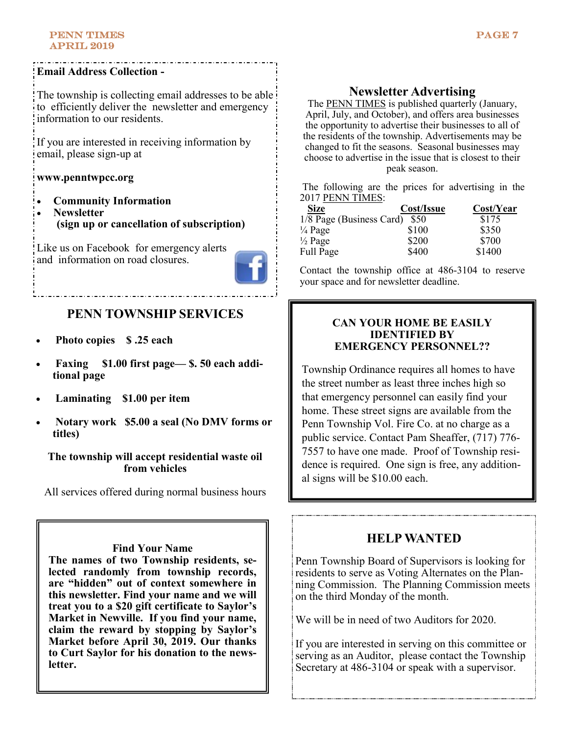**Email Address Collection -**

The township is collecting email addresses to be able to efficiently deliver the newsletter and emergency information to our residents.

If you are interested in receiving information by email, please sign-up at

**www.penntwpcc.org**

- **Community Information**
- **Newsletter**
  **(sign up or cancellation of subscription)**

Like us on Facebook for emergency alerts and information on road closures.

## PENN TOWNSHIP SERVICES

- **Photo copies $ .25 each**
- **Faxing $1.00 first page— $. 50 each additional page**
- **Laminating $1.00 per item**
- **Notary work $5.00 a seal (No DMV forms or titles)**

**The township will accept residential waste oil from vehicles**

All services offered during normal business hours

**Find Your Name**

**The names of two Township residents, selected randomly from township records, are "hidden" out of context somewhere in this newsletter. Find your name and we will treat you to a $20 gift certificate to Saylor's Market in Newville. If you find your name, claim the reward by stopping by Saylor's Market before April 30, 2019. Our thanks to Curt Saylor for his donation to the newsletter.**

## Newsletter Advertising

The PENN TIMES is published quarterly (January, April, July, and October), and offers area businesses the opportunity to advertise their businesses to all of the residents of the township. Advertisements may be changed to fit the seasons. Seasonal businesses may choose to advertise in the issue that is closest to their peak season.

The following are the prices for advertising in the 2017 PENN TIMES:

| Size | Cost/Issue | Cost/Year |
|---|---|---|
| 1/8 Page (Business Card) | $50 | $175 |
| ¼ Page | $100 | $350 |
| ½ Page | $200 | $700 |
| Full Page | $400 | $1400 |

Contact the township office at 486-3104 to reserve your space and for newsletter deadline.

### CAN YOUR HOME BE EASILY IDENTIFIED BY EMERGENCY PERSONNEL??

Township Ordinance requires all homes to have the street number as least three inches high so that emergency personnel can easily find your home. These street signs are available from the Penn Township Vol. Fire Co. at no charge as a public service. Contact Pam Sheaffer, (717) 776-7557 to have one made. Proof of Township residence is required. One sign is free, any additional signs will be $10.00 each.

## HELP WANTED

Penn Township Board of Supervisors is looking for residents to serve as Voting Alternates on the Planning Commission. The Planning Commission meets on the third Monday of the month.

We will be in need of two Auditors for 2020.

If you are interested in serving on this committee or serving as an Auditor, please contact the Township Secretary at 486-3104 or speak with a supervisor.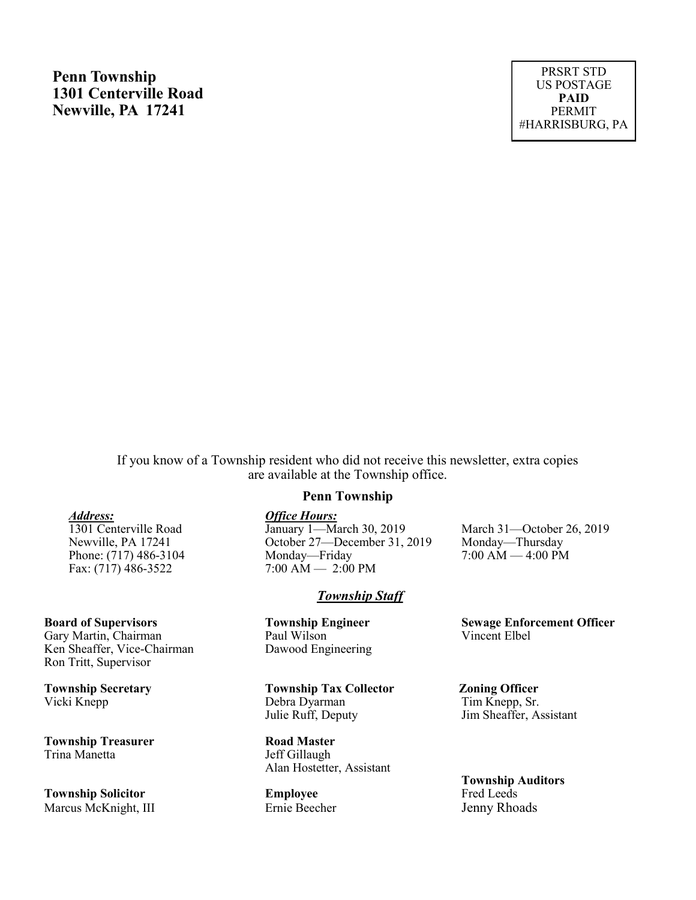**Penn Township**
**1301 Centerville Road**
**Newville, PA 17241**

PRSRT STD
US POSTAGE
**PAID**
PERMIT
#HARRISBURG, PA

If you know of a Township resident who did not receive this newsletter, extra copies are available at the Township office.

**Penn Township**

***Address:***
1301 Centerville Road
Newville, PA 17241
Phone: (717) 486-3104
Fax: (717) 486-3522

***Office Hours:***
January 1—March 30, 2019
October 27—December 31, 2019
Monday—Friday
7:00 AM — 2:00 PM

March 31—October 26, 2019
Monday—Thursday
7:00 AM — 4:00 PM

***Township Staff***

**Board of Supervisors**
Gary Martin, Chairman
Ken Sheaffer, Vice-Chairman
Ron Tritt, Supervisor

**Township Engineer**
Paul Wilson
Dawood Engineering

**Sewage Enforcement Officer**
Vincent Elbel

**Township Secretary**
Vicki Knepp

**Township Tax Collector**
Debra Dyarman
Julie Ruff, Deputy

**Zoning Officer**
Tim Knepp, Sr.
Jim Sheaffer, Assistant

**Township Treasurer**
Trina Manetta

**Road Master**
Jeff Gillaugh
Alan Hostetter, Assistant

**Township Auditors**
Fred Leeds
Jenny Rhoads

**Township Solicitor**
Marcus McKnight, III

**Employee**
Ernie Beecher